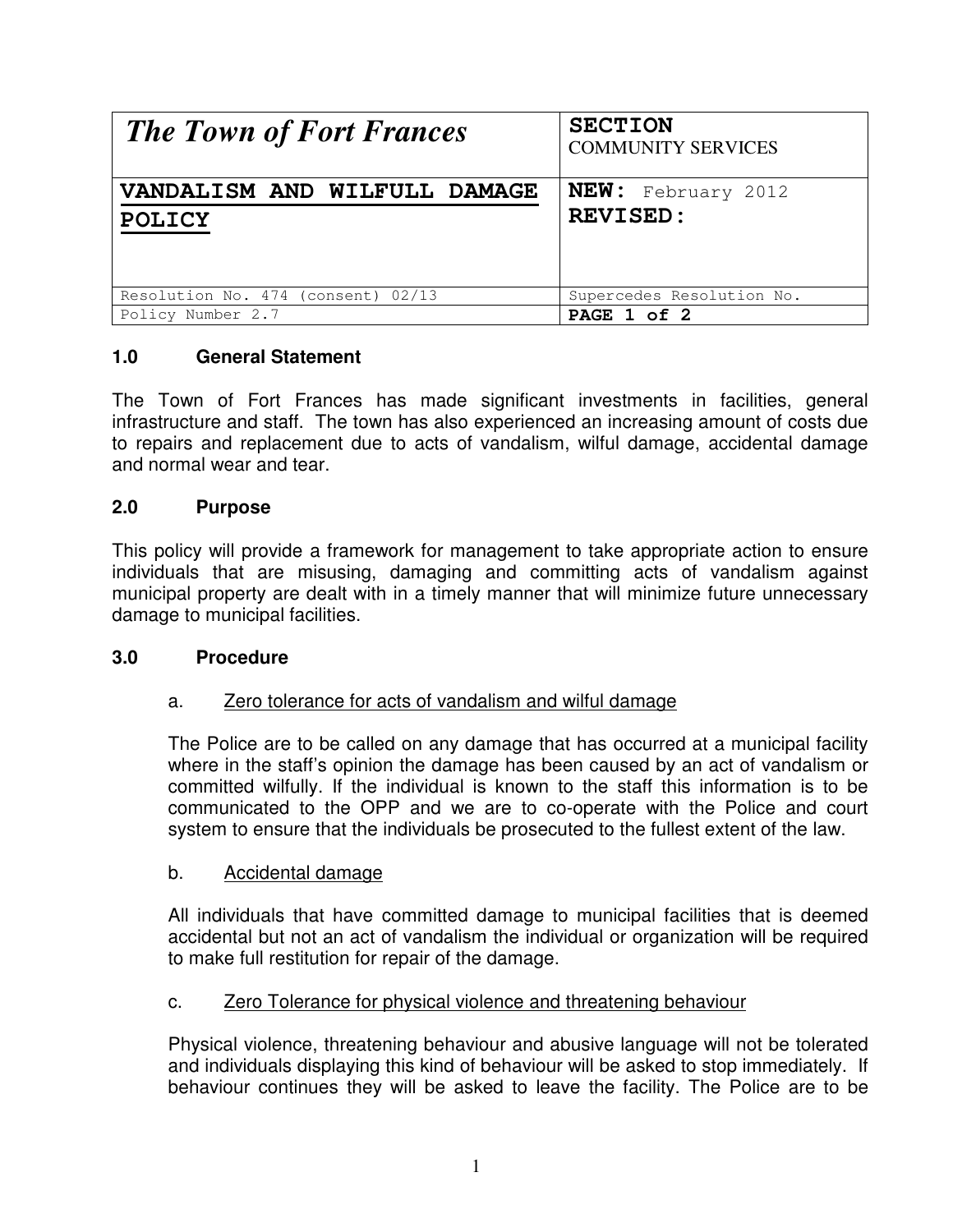| *The Town of Fort Frances* | **SECTION** COMMUNITY SERVICES |
|---|---|
| **VANDALISM AND WILFULL DAMAGE POLICY** | **NEW:** February 2012 **REVISED:** |
| Resolution No. 474 (consent) 02/13 | Supercedes Resolution No. |
| Policy Number 2.7 | **PAGE 1 of 2** |

## 1.0 General Statement

The Town of Fort Frances has made significant investments in facilities, general infrastructure and staff. The town has also experienced an increasing amount of costs due to repairs and replacement due to acts of vandalism, wilful damage, accidental damage and normal wear and tear.

## 2.0 Purpose

This policy will provide a framework for management to take appropriate action to ensure individuals that are misusing, damaging and committing acts of vandalism against municipal property are dealt with in a timely manner that will minimize future unnecessary damage to municipal facilities.

## 3.0 Procedure

a. Zero tolerance for acts of vandalism and wilful damage

The Police are to be called on any damage that has occurred at a municipal facility where in the staff's opinion the damage has been caused by an act of vandalism or committed wilfully. If the individual is known to the staff this information is to be communicated to the OPP and we are to co-operate with the Police and court system to ensure that the individuals be prosecuted to the fullest extent of the law.

b. Accidental damage

All individuals that have committed damage to municipal facilities that is deemed accidental but not an act of vandalism the individual or organization will be required to make full restitution for repair of the damage.

c. Zero Tolerance for physical violence and threatening behaviour

Physical violence, threatening behaviour and abusive language will not be tolerated and individuals displaying this kind of behaviour will be asked to stop immediately. If behaviour continues they will be asked to leave the facility. The Police are to be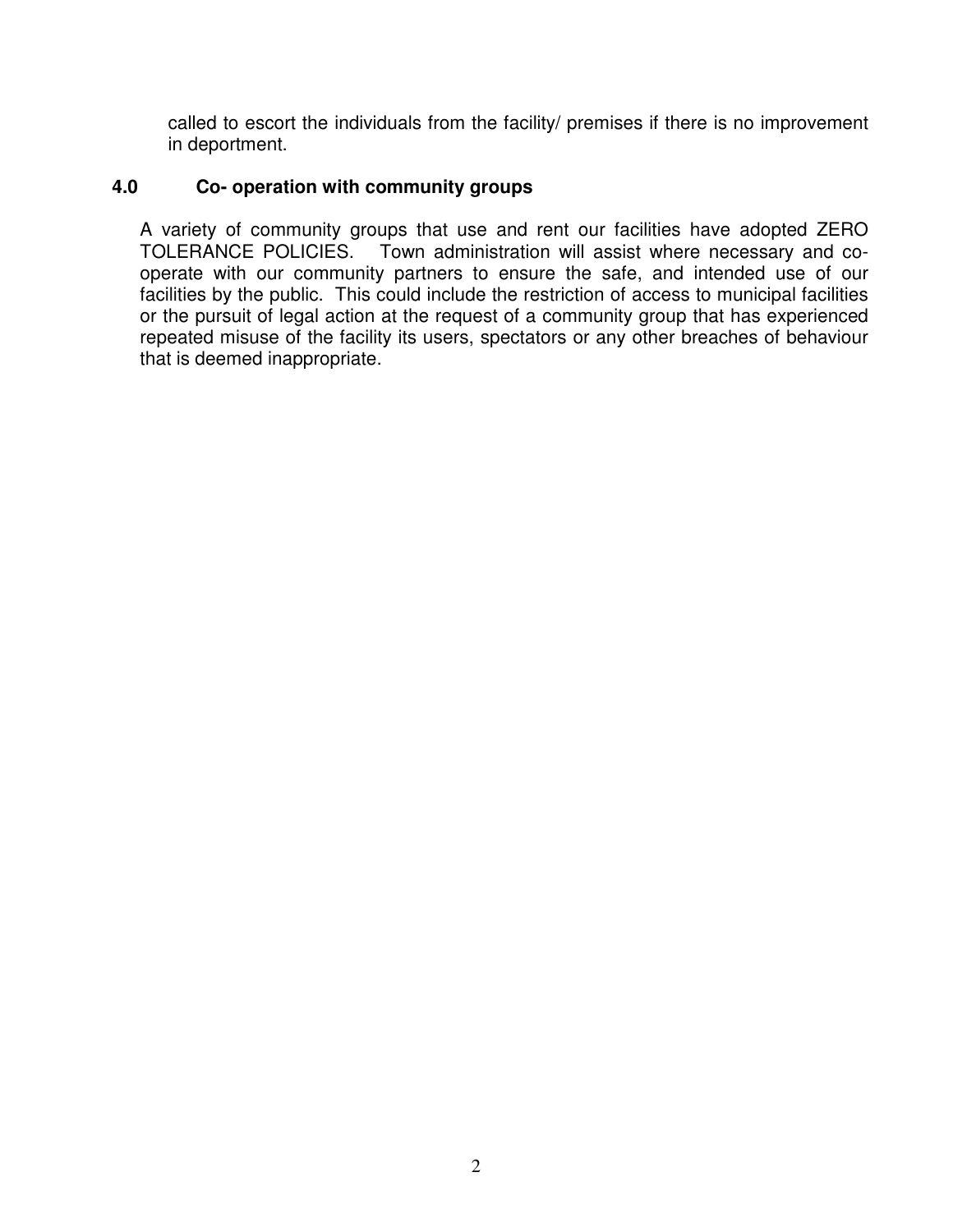called to escort the individuals from the facility/ premises if there is no improvement in deportment.

## 4.0 Co- operation with community groups

A variety of community groups that use and rent our facilities have adopted ZERO TOLERANCE POLICIES. Town administration will assist where necessary and co-operate with our community partners to ensure the safe, and intended use of our facilities by the public. This could include the restriction of access to municipal facilities or the pursuit of legal action at the request of a community group that has experienced repeated misuse of the facility its users, spectators or any other breaches of behaviour that is deemed inappropriate.